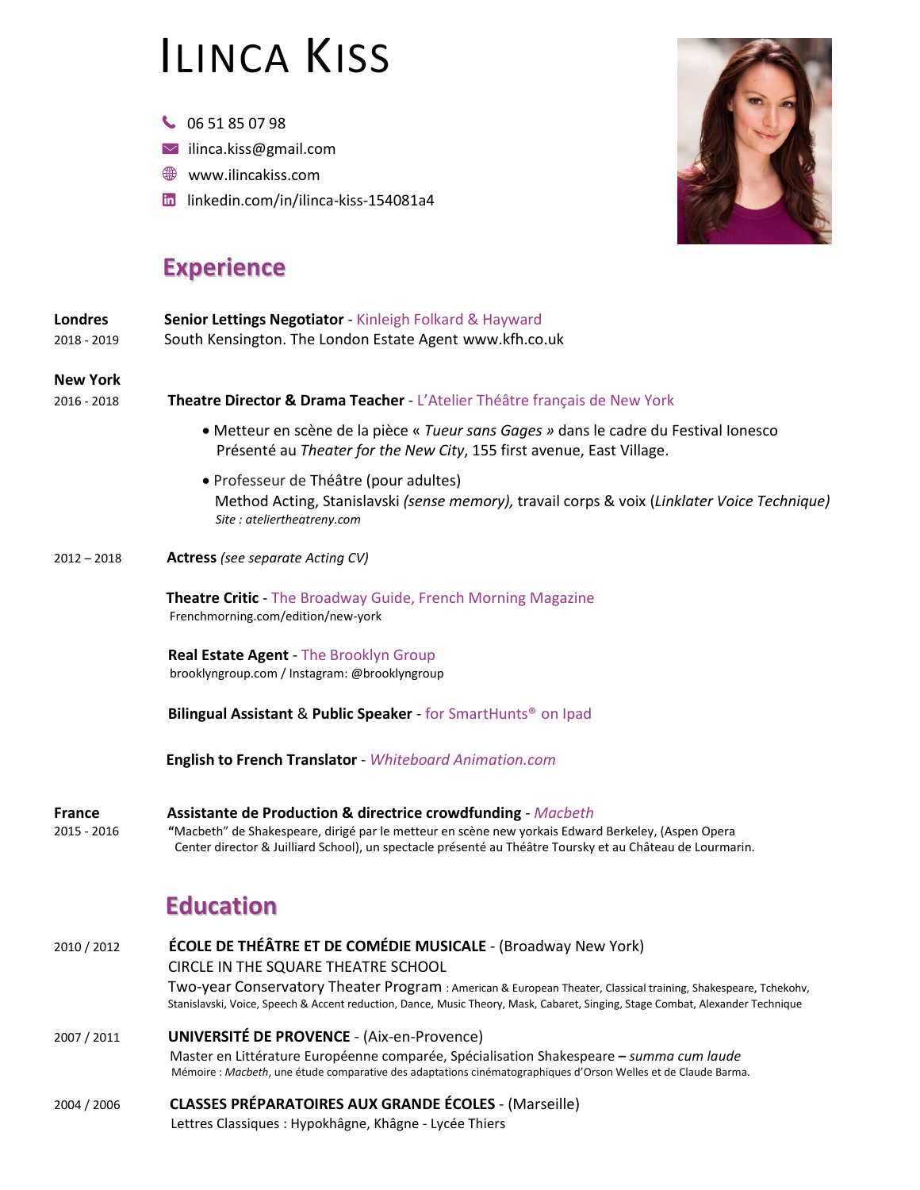# ILINCA KISS

06 51 85 07 98
ilinca.kiss@gmail.com
www.ilincakiss.com
linkedin.com/in/ilinca-kiss-154081a4

## Experience

**Londres**
2018 - 2019

**Senior Lettings Negotiator** - Kinleigh Folkard & Hayward
South Kensington. The London Estate Agent www.kfh.co.uk

**New York**
2016 - 2018

**Theatre Director & Drama Teacher** - L'Atelier Théâtre français de New York

- Metteur en scène de la pièce « *Tueur sans Gages »* dans le cadre du Festival Ionesco
  Présenté au *Theater for the New City*, 155 first avenue, East Village.
- Professeur de Théâtre (pour adultes)
  Method Acting, Stanislavski *(sense memory),* travail corps & voix (*Linklater Voice Technique)*
  *Site : ateliertheatreny.com*

2012 – 2018

**Actress** *(see separate Acting CV)*

**Theatre Critic** - The Broadway Guide, French Morning Magazine
Frenchmorning.com/edition/new-york

**Real Estate Agent** - The Brooklyn Group
brooklyngroup.com / Instagram: @brooklyngroup

**Bilingual Assistant** & **Public Speaker** - for SmartHunts® on Ipad

**English to French Translator** - *Whiteboard Animation.com*

**France**
2015 - 2016

**Assistante de Production & directrice crowdfunding** - *Macbeth*
**"**Macbeth" de Shakespeare, dirigé par le metteur en scène new yorkais Edward Berkeley, (Aspen Opera Center director & Juilliard School), un spectacle présenté au Théâtre Toursky et au Château de Lourmarin.

## Education

2010 / 2012

**ÉCOLE DE THÉÂTRE ET DE COMÉDIE MUSICALE** - (Broadway New York)
CIRCLE IN THE SQUARE THEATRE SCHOOL
Two-year Conservatory Theater Program : American & European Theater, Classical training, Shakespeare, Tchekohv, Stanislavski, Voice, Speech & Accent reduction, Dance, Music Theory, Mask, Cabaret, Singing, Stage Combat, Alexander Technique

2007 / 2011

**UNIVERSITÉ DE PROVENCE** - (Aix-en-Provence)
Master en Littérature Européenne comparée, Spécialisation Shakespeare **–** *summa cum laude*
Mémoire : *Macbeth*, une étude comparative des adaptations cinématographiques d'Orson Welles et de Claude Barma.

2004 / 2006

**CLASSES PRÉPARATOIRES AUX GRANDE ÉCOLES** - (Marseille)
Lettres Classiques : Hypokhâgne, Khâgne - Lycée Thiers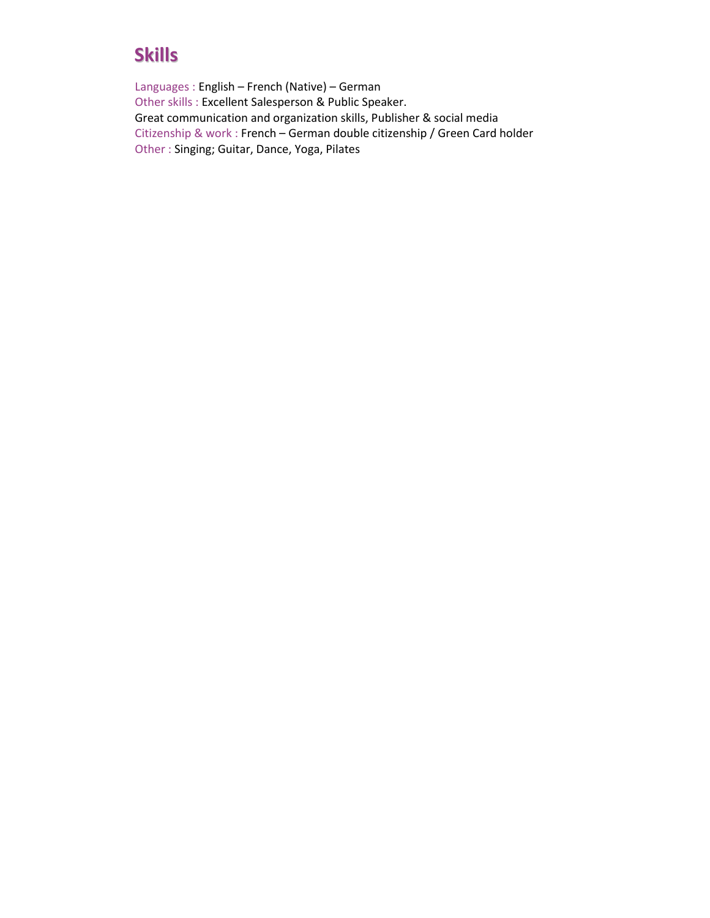## Skills

Languages : English – French (Native) – German
Other skills : Excellent Salesperson & Public Speaker.
Great communication and organization skills, Publisher & social media
Citizenship & work : French – German double citizenship / Green Card holder
Other : Singing; Guitar, Dance, Yoga, Pilates